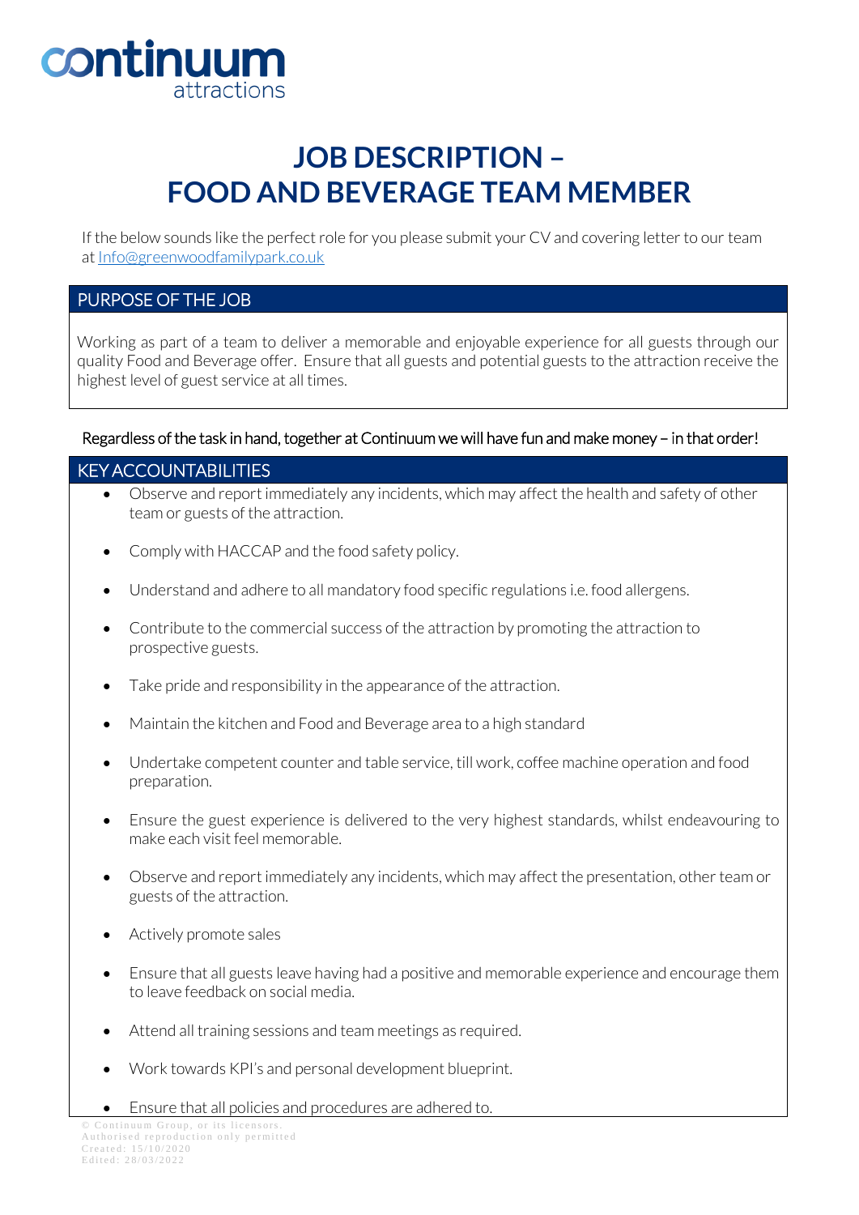continuum attractions

# JOB DESCRIPTION – FOOD AND BEVERAGE TEAM MEMBER

If the below sounds like the perfect role for you please submit your CV and covering letter to our team at Info@greenwoodfamilypark.co.uk

## PURPOSE OF THE JOB

Working as part of a team to deliver a memorable and enjoyable experience for all guests through our quality Food and Beverage offer. Ensure that all guests and potential guests to the attraction receive the highest level of guest service at all times.

Regardless of the task in hand, together at Continuum we will have fun and make money – in that order!

## KEY ACCOUNTABILITIES

- Observe and report immediately any incidents, which may affect the health and safety of other team or guests of the attraction.
- Comply with HACCAP and the food safety policy.
- Understand and adhere to all mandatory food specific regulations i.e. food allergens.
- Contribute to the commercial success of the attraction by promoting the attraction to prospective guests.
- Take pride and responsibility in the appearance of the attraction.
- Maintain the kitchen and Food and Beverage area to a high standard
- Undertake competent counter and table service, till work, coffee machine operation and food preparation.
- Ensure the guest experience is delivered to the very highest standards, whilst endeavouring to make each visit feel memorable.
- Observe and report immediately any incidents, which may affect the presentation, other team or guests of the attraction.
- Actively promote sales
- Ensure that all guests leave having had a positive and memorable experience and encourage them to leave feedback on social media.
- Attend all training sessions and team meetings as required.
- Work towards KPI's and personal development blueprint.
- Ensure that all policies and procedures are adhered to.

© Continuum Group, or its licensors.
Authorised reproduction only permitted
Created: 15/10/2020
Edited: 28/03/2022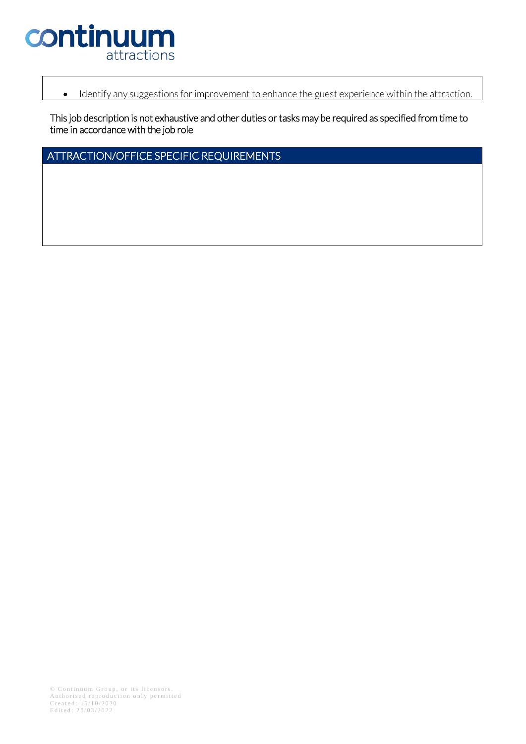- Identify any suggestions for improvement to enhance the guest experience within the attraction.

This job description is not exhaustive and other duties or tasks may be required as specified from time to time in accordance with the job role

## ATTRACTION/OFFICE SPECIFIC REQUIREMENTS

© Continuum Group, or its licensors.
Authorised reproduction only permitted
Created: 15/10/2020
Edited: 28/03/2022